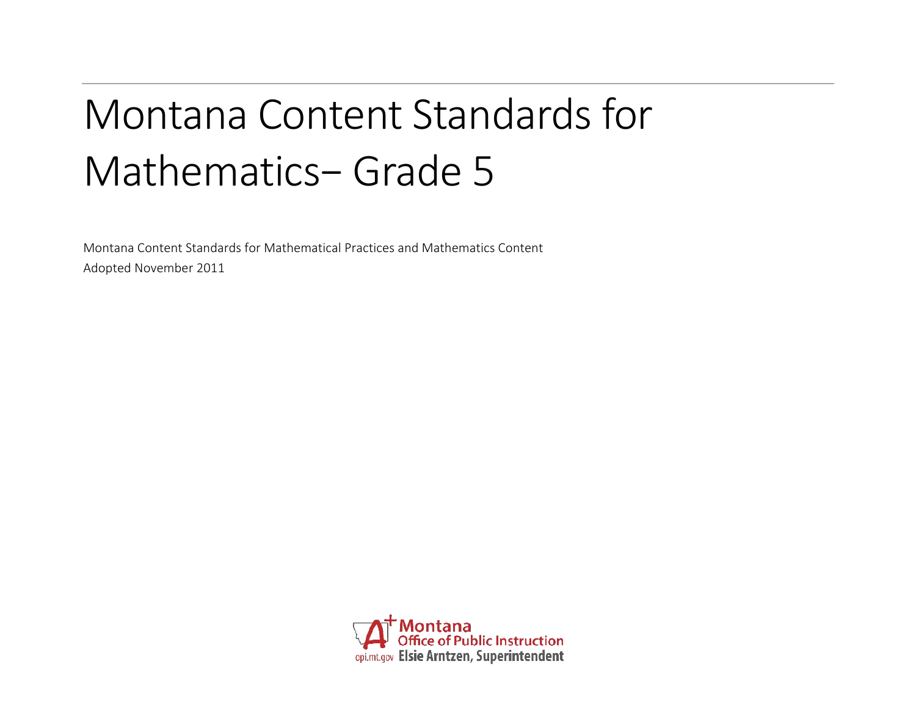# Montana Content Standards for Mathematics– Grade 5

Montana Content Standards for Mathematical Practices and Mathematics Content

Adopted November 2011

Montana Office of Public Instruction

opi.mt.gov Elsie Arntzen, Superintendent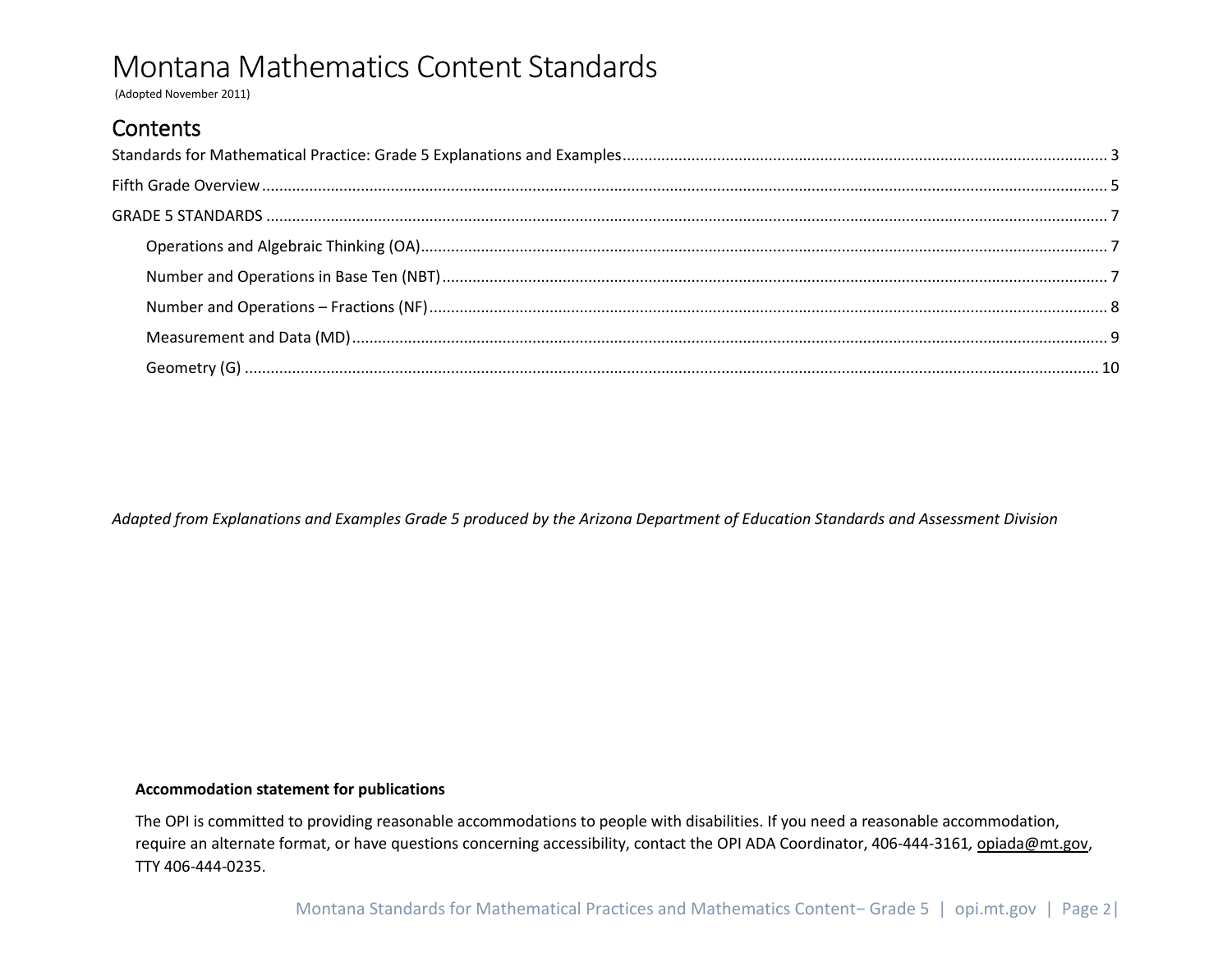# Montana Mathematics Content Standards

(Adopted November 2011)

## Contents

Standards for Mathematical Practice: Grade 5 Explanations and Examples ........ 3

Fifth Grade Overview ........ 5

GRADE 5 STANDARDS ........ 7

- Operations and Algebraic Thinking (OA) ........ 7
- Number and Operations in Base Ten (NBT) ........ 7
- Number and Operations – Fractions (NF) ........ 8
- Measurement and Data (MD) ........ 9
- Geometry (G) ........ 10

*Adapted from Explanations and Examples Grade 5 produced by the Arizona Department of Education Standards and Assessment Division*

**Accommodation statement for publications**

The OPI is committed to providing reasonable accommodations to people with disabilities. If you need a reasonable accommodation, require an alternate format, or have questions concerning accessibility, contact the OPI ADA Coordinator, 406-444-3161, opiada@mt.gov, TTY 406-444-0235.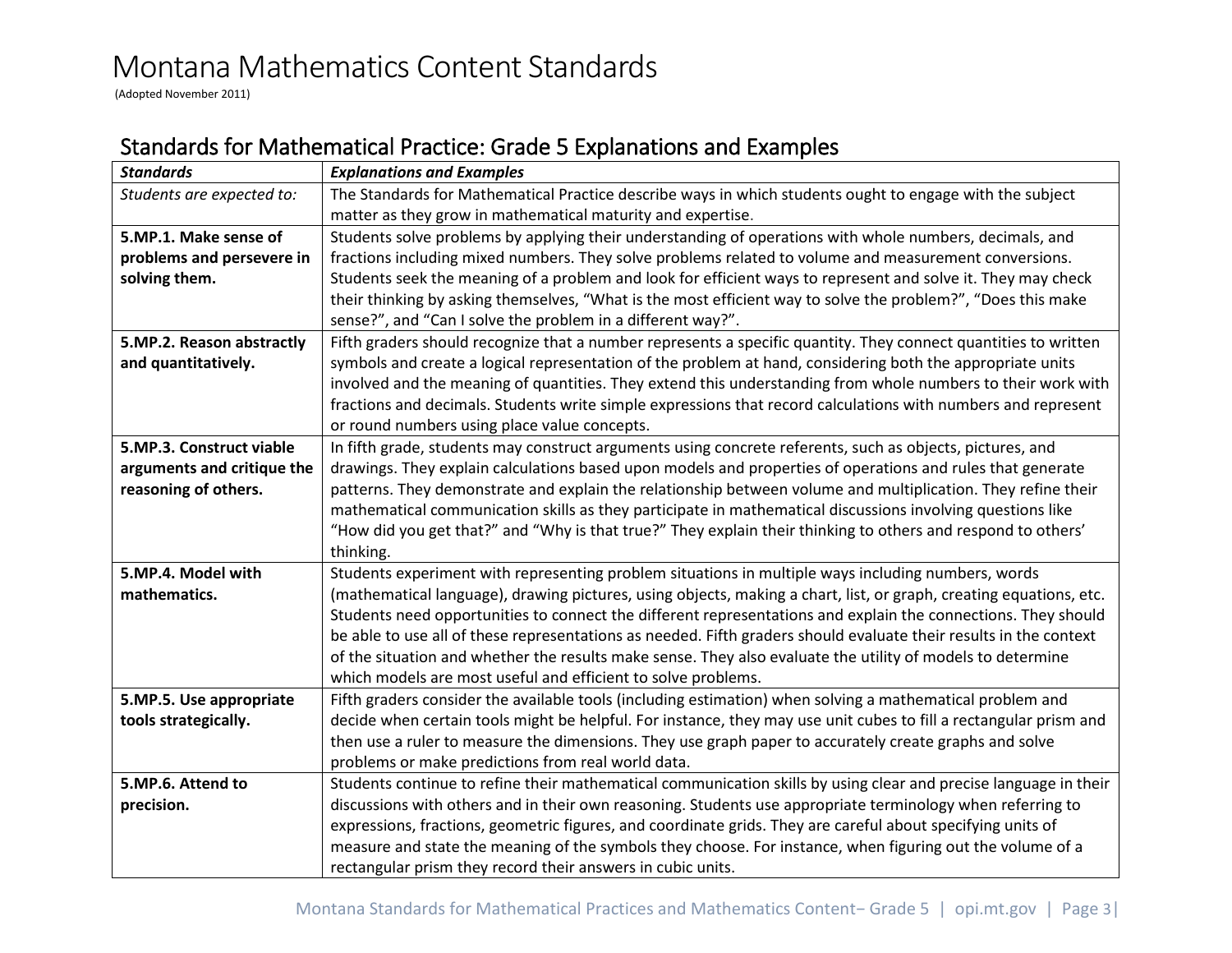# Montana Mathematics Content Standards

(Adopted November 2011)

## Standards for Mathematical Practice: Grade 5 Explanations and Examples

| ***Standards*** | ***Explanations and Examples*** |
|---|---|
| *Students are expected to:* | The Standards for Mathematical Practice describe ways in which students ought to engage with the subject matter as they grow in mathematical maturity and expertise. |
| **5.MP.1. Make sense of problems and persevere in solving them.** | Students solve problems by applying their understanding of operations with whole numbers, decimals, and fractions including mixed numbers. They solve problems related to volume and measurement conversions. Students seek the meaning of a problem and look for efficient ways to represent and solve it. They may check their thinking by asking themselves, "What is the most efficient way to solve the problem?", "Does this make sense?", and "Can I solve the problem in a different way?". |
| **5.MP.2. Reason abstractly and quantitatively.** | Fifth graders should recognize that a number represents a specific quantity. They connect quantities to written symbols and create a logical representation of the problem at hand, considering both the appropriate units involved and the meaning of quantities. They extend this understanding from whole numbers to their work with fractions and decimals. Students write simple expressions that record calculations with numbers and represent or round numbers using place value concepts. |
| **5.MP.3. Construct viable arguments and critique the reasoning of others.** | In fifth grade, students may construct arguments using concrete referents, such as objects, pictures, and drawings. They explain calculations based upon models and properties of operations and rules that generate patterns. They demonstrate and explain the relationship between volume and multiplication. They refine their mathematical communication skills as they participate in mathematical discussions involving questions like "How did you get that?" and "Why is that true?" They explain their thinking to others and respond to others' thinking. |
| **5.MP.4. Model with mathematics.** | Students experiment with representing problem situations in multiple ways including numbers, words (mathematical language), drawing pictures, using objects, making a chart, list, or graph, creating equations, etc. Students need opportunities to connect the different representations and explain the connections. They should be able to use all of these representations as needed. Fifth graders should evaluate their results in the context of the situation and whether the results make sense. They also evaluate the utility of models to determine which models are most useful and efficient to solve problems. |
| **5.MP.5. Use appropriate tools strategically.** | Fifth graders consider the available tools (including estimation) when solving a mathematical problem and decide when certain tools might be helpful. For instance, they may use unit cubes to fill a rectangular prism and then use a ruler to measure the dimensions. They use graph paper to accurately create graphs and solve problems or make predictions from real world data. |
| **5.MP.6. Attend to precision.** | Students continue to refine their mathematical communication skills by using clear and precise language in their discussions with others and in their own reasoning. Students use appropriate terminology when referring to expressions, fractions, geometric figures, and coordinate grids. They are careful about specifying units of measure and state the meaning of the symbols they choose. For instance, when figuring out the volume of a rectangular prism they record their answers in cubic units. |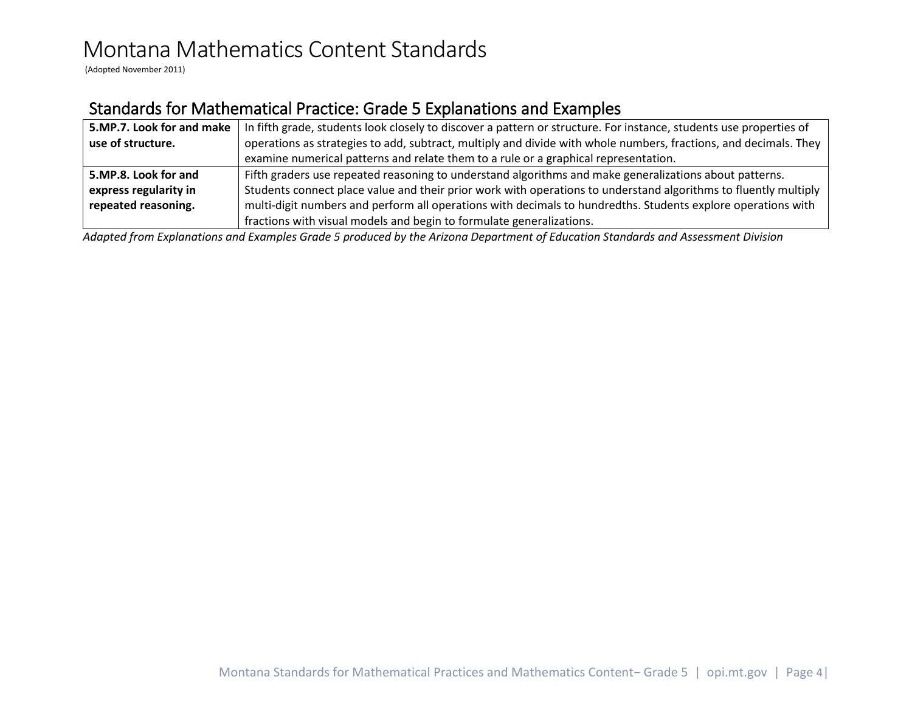# Montana Mathematics Content Standards

(Adopted November 2011)

## Standards for Mathematical Practice: Grade 5 Explanations and Examples

| | |
|---|---|
| **5.MP.7. Look for and make use of structure.** | In fifth grade, students look closely to discover a pattern or structure. For instance, students use properties of operations as strategies to add, subtract, multiply and divide with whole numbers, fractions, and decimals. They examine numerical patterns and relate them to a rule or a graphical representation. |
| **5.MP.8. Look for and express regularity in repeated reasoning.** | Fifth graders use repeated reasoning to understand algorithms and make generalizations about patterns. Students connect place value and their prior work with operations to understand algorithms to fluently multiply multi-digit numbers and perform all operations with decimals to hundredths. Students explore operations with fractions with visual models and begin to formulate generalizations. |

*Adapted from Explanations and Examples Grade 5 produced by the Arizona Department of Education Standards and Assessment Division*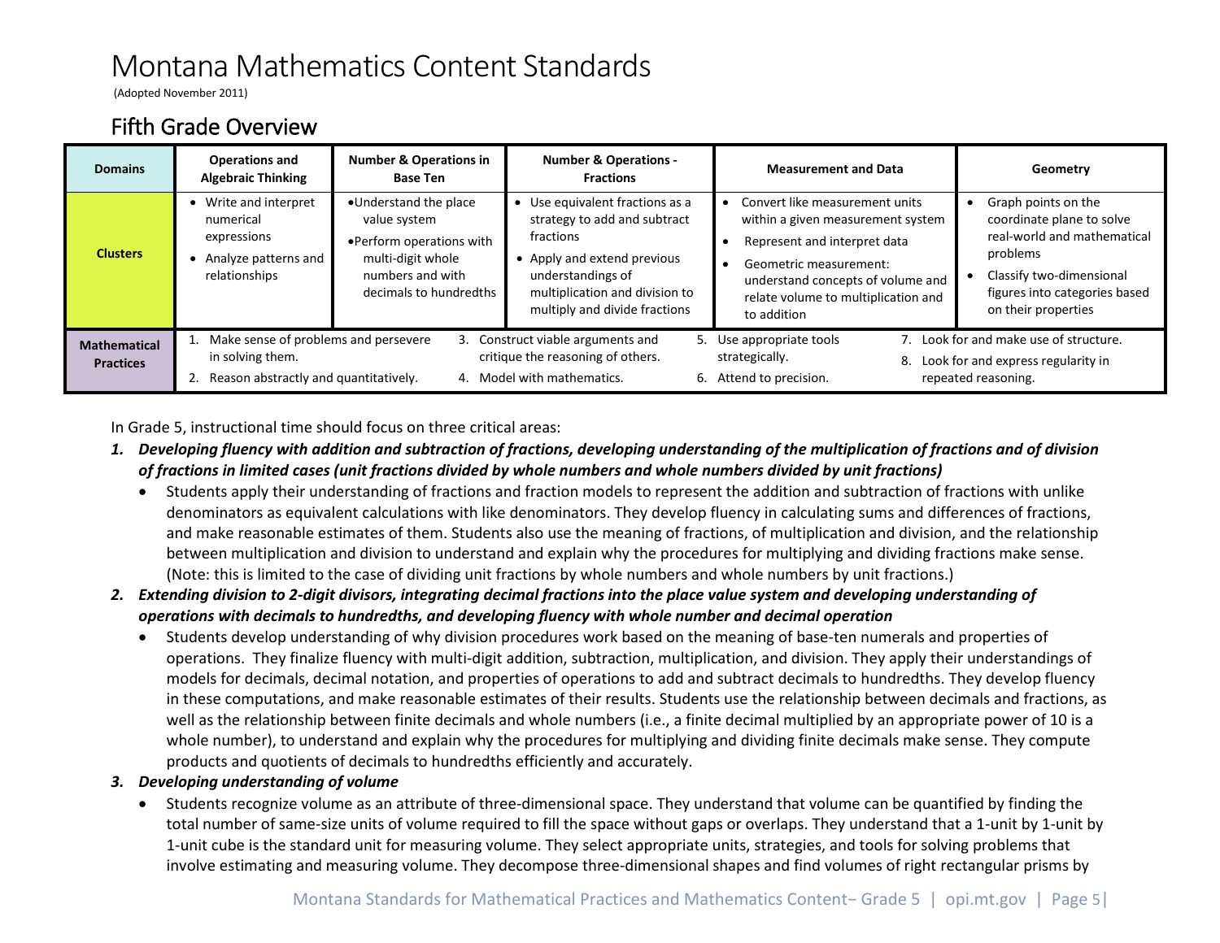# Montana Mathematics Content Standards

(Adopted November 2011)

## Fifth Grade Overview

| Domains | Operations and Algebraic Thinking | Number & Operations in Base Ten | Number & Operations - Fractions | Measurement and Data | Geometry |
|---|---|---|---|---|---|
| **Clusters** | • Write and interpret numerical expressions<br>• Analyze patterns and relationships | • Understand the place value system<br>• Perform operations with multi-digit whole numbers and with decimals to hundredths | • Use equivalent fractions as a strategy to add and subtract fractions<br>• Apply and extend previous understandings of multiplication and division to multiply and divide fractions | • Convert like measurement units within a given measurement system<br>• Represent and interpret data<br>• Geometric measurement: understand concepts of volume and relate volume to multiplication and to addition | • Graph points on the coordinate plane to solve real-world and mathematical problems<br>• Classify two-dimensional figures into categories based on their properties |
| **Mathematical Practices** | 1. Make sense of problems and persevere in solving them.<br>2. Reason abstractly and quantitatively. | | 3. Construct viable arguments and critique the reasoning of others.<br>4. Model with mathematics. | 5. Use appropriate tools strategically.<br>6. Attend to precision. | 7. Look for and make use of structure.<br>8. Look for and express regularity in repeated reasoning. |

In Grade 5, instructional time should focus on three critical areas:

1. ***Developing fluency with addition and subtraction of fractions, developing understanding of the multiplication of fractions and of division of fractions in limited cases (unit fractions divided by whole numbers and whole numbers divided by unit fractions)***
   - Students apply their understanding of fractions and fraction models to represent the addition and subtraction of fractions with unlike denominators as equivalent calculations with like denominators. They develop fluency in calculating sums and differences of fractions, and make reasonable estimates of them. Students also use the meaning of fractions, of multiplication and division, and the relationship between multiplication and division to understand and explain why the procedures for multiplying and dividing fractions make sense. (Note: this is limited to the case of dividing unit fractions by whole numbers and whole numbers by unit fractions.)
2. ***Extending division to 2-digit divisors, integrating decimal fractions into the place value system and developing understanding of operations with decimals to hundredths, and developing fluency with whole number and decimal operation***
   - Students develop understanding of why division procedures work based on the meaning of base-ten numerals and properties of operations. They finalize fluency with multi-digit addition, subtraction, multiplication, and division. They apply their understandings of models for decimals, decimal notation, and properties of operations to add and subtract decimals to hundredths. They develop fluency in these computations, and make reasonable estimates of their results. Students use the relationship between decimals and fractions, as well as the relationship between finite decimals and whole numbers (i.e., a finite decimal multiplied by an appropriate power of 10 is a whole number), to understand and explain why the procedures for multiplying and dividing finite decimals make sense. They compute products and quotients of decimals to hundredths efficiently and accurately.
3. ***Developing understanding of volume***
   - Students recognize volume as an attribute of three-dimensional space. They understand that volume can be quantified by finding the total number of same-size units of volume required to fill the space without gaps or overlaps. They understand that a 1-unit by 1-unit by 1-unit cube is the standard unit for measuring volume. They select appropriate units, strategies, and tools for solving problems that involve estimating and measuring volume. They decompose three-dimensional shapes and find volumes of right rectangular prisms by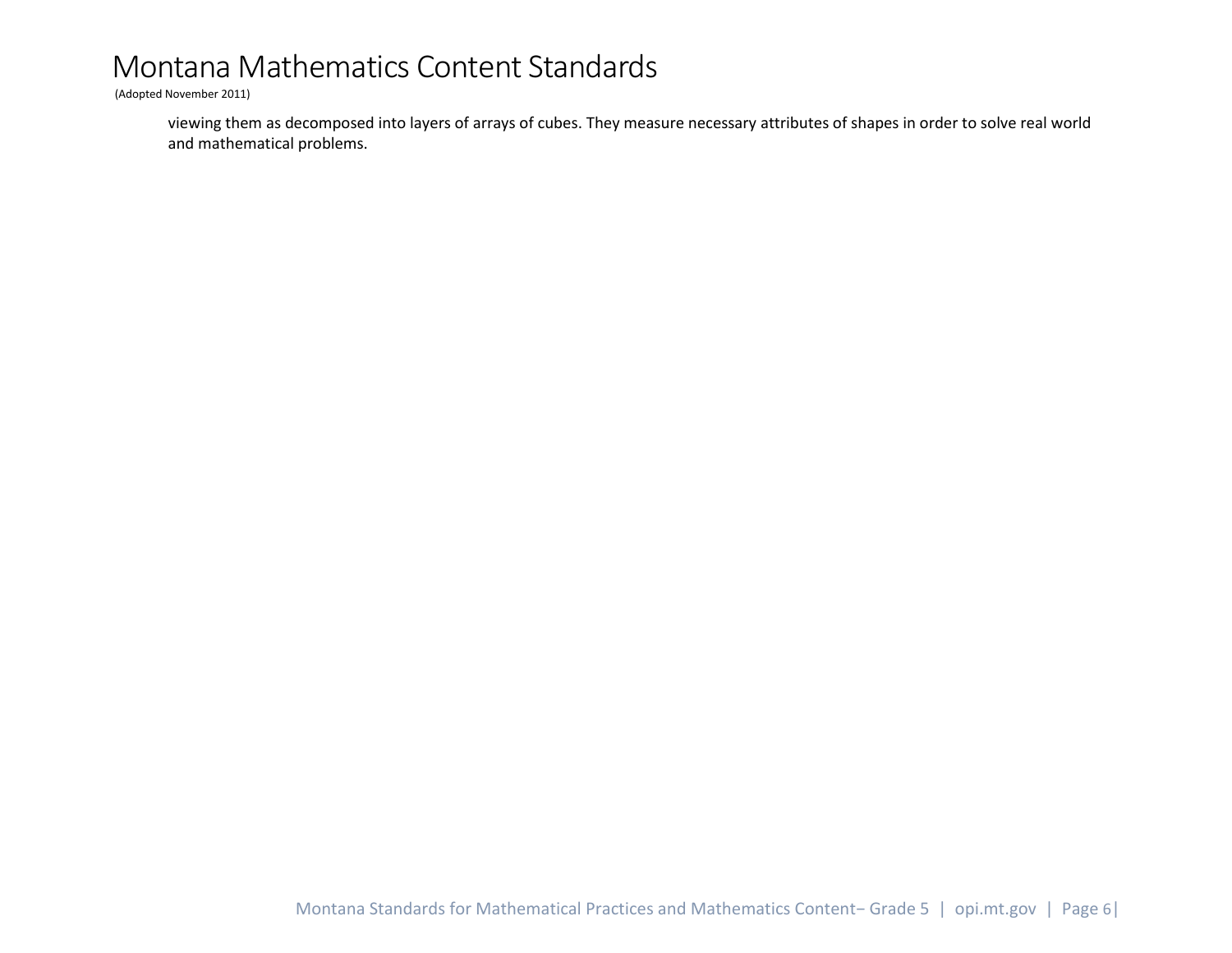viewing them as decomposed into layers of arrays of cubes. They measure necessary attributes of shapes in order to solve real world and mathematical problems.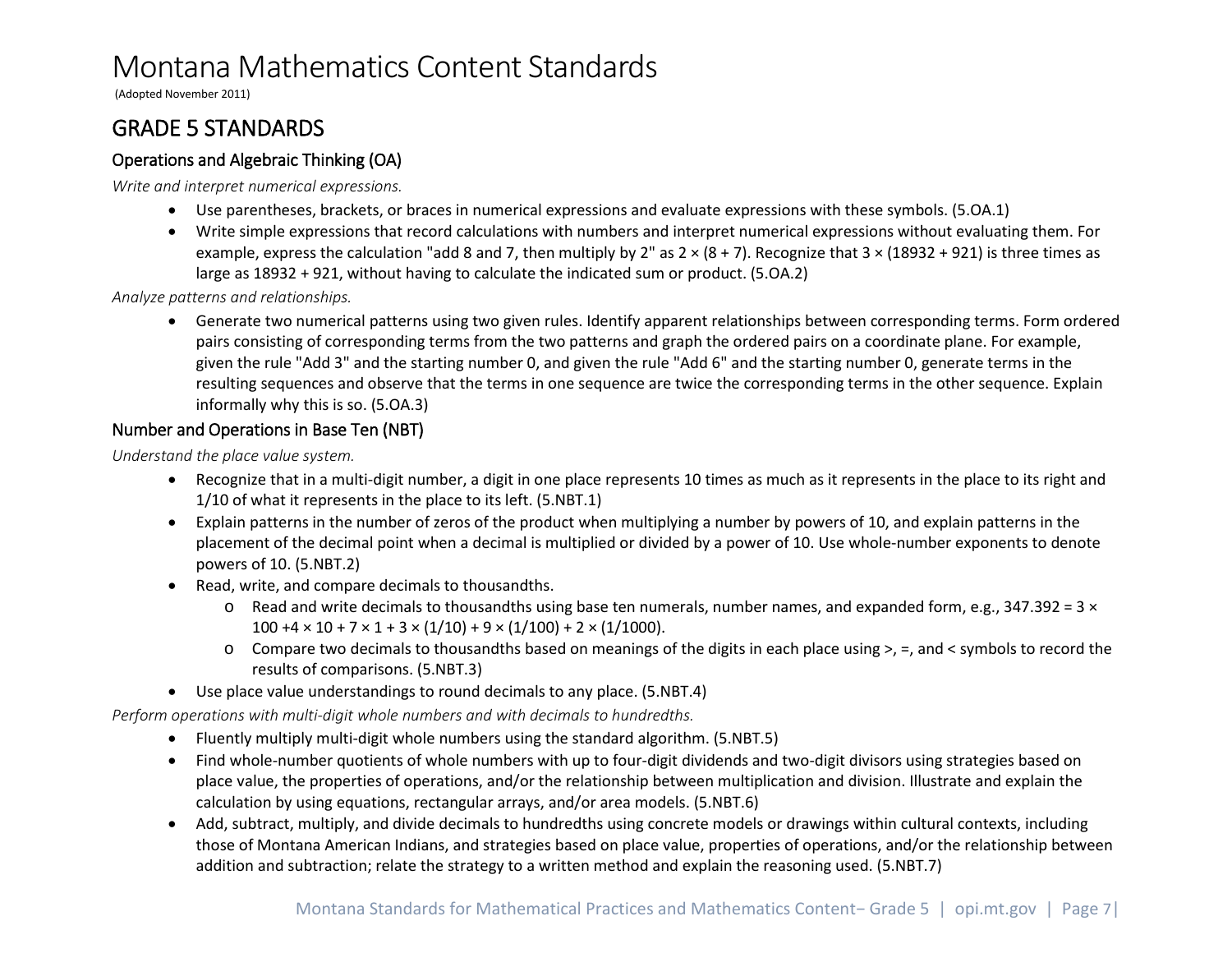# Montana Mathematics Content Standards

(Adopted November 2011)

## GRADE 5 STANDARDS

### Operations and Algebraic Thinking (OA)

*Write and interpret numerical expressions.*

- Use parentheses, brackets, or braces in numerical expressions and evaluate expressions with these symbols. (5.OA.1)
- Write simple expressions that record calculations with numbers and interpret numerical expressions without evaluating them. For example, express the calculation "add 8 and 7, then multiply by 2" as $2 \times (8 + 7)$. Recognize that $3 \times (18932 + 921)$ is three times as large as $18932 + 921$, without having to calculate the indicated sum or product. (5.OA.2)

*Analyze patterns and relationships.*

- Generate two numerical patterns using two given rules. Identify apparent relationships between corresponding terms. Form ordered pairs consisting of corresponding terms from the two patterns and graph the ordered pairs on a coordinate plane. For example, given the rule "Add 3" and the starting number 0, and given the rule "Add 6" and the starting number 0, generate terms in the resulting sequences and observe that the terms in one sequence are twice the corresponding terms in the other sequence. Explain informally why this is so. (5.OA.3)

### Number and Operations in Base Ten (NBT)

*Understand the place value system.*

- Recognize that in a multi-digit number, a digit in one place represents 10 times as much as it represents in the place to its right and 1/10 of what it represents in the place to its left. (5.NBT.1)
- Explain patterns in the number of zeros of the product when multiplying a number by powers of 10, and explain patterns in the placement of the decimal point when a decimal is multiplied or divided by a power of 10. Use whole-number exponents to denote powers of 10. (5.NBT.2)
- Read, write, and compare decimals to thousandths.
    - Read and write decimals to thousandths using base ten numerals, number names, and expanded form, e.g., $347.392 = 3 \times 100 + 4 \times 10 + 7 \times 1 + 3 \times (1/10) + 9 \times (1/100) + 2 \times (1/1000)$.
    - Compare two decimals to thousandths based on meanings of the digits in each place using >, =, and < symbols to record the results of comparisons. (5.NBT.3)
- Use place value understandings to round decimals to any place. (5.NBT.4)

*Perform operations with multi-digit whole numbers and with decimals to hundredths.*

- Fluently multiply multi-digit whole numbers using the standard algorithm. (5.NBT.5)
- Find whole-number quotients of whole numbers with up to four-digit dividends and two-digit divisors using strategies based on place value, the properties of operations, and/or the relationship between multiplication and division. Illustrate and explain the calculation by using equations, rectangular arrays, and/or area models. (5.NBT.6)
- Add, subtract, multiply, and divide decimals to hundredths using concrete models or drawings within cultural contexts, including those of Montana American Indians, and strategies based on place value, properties of operations, and/or the relationship between addition and subtraction; relate the strategy to a written method and explain the reasoning used. (5.NBT.7)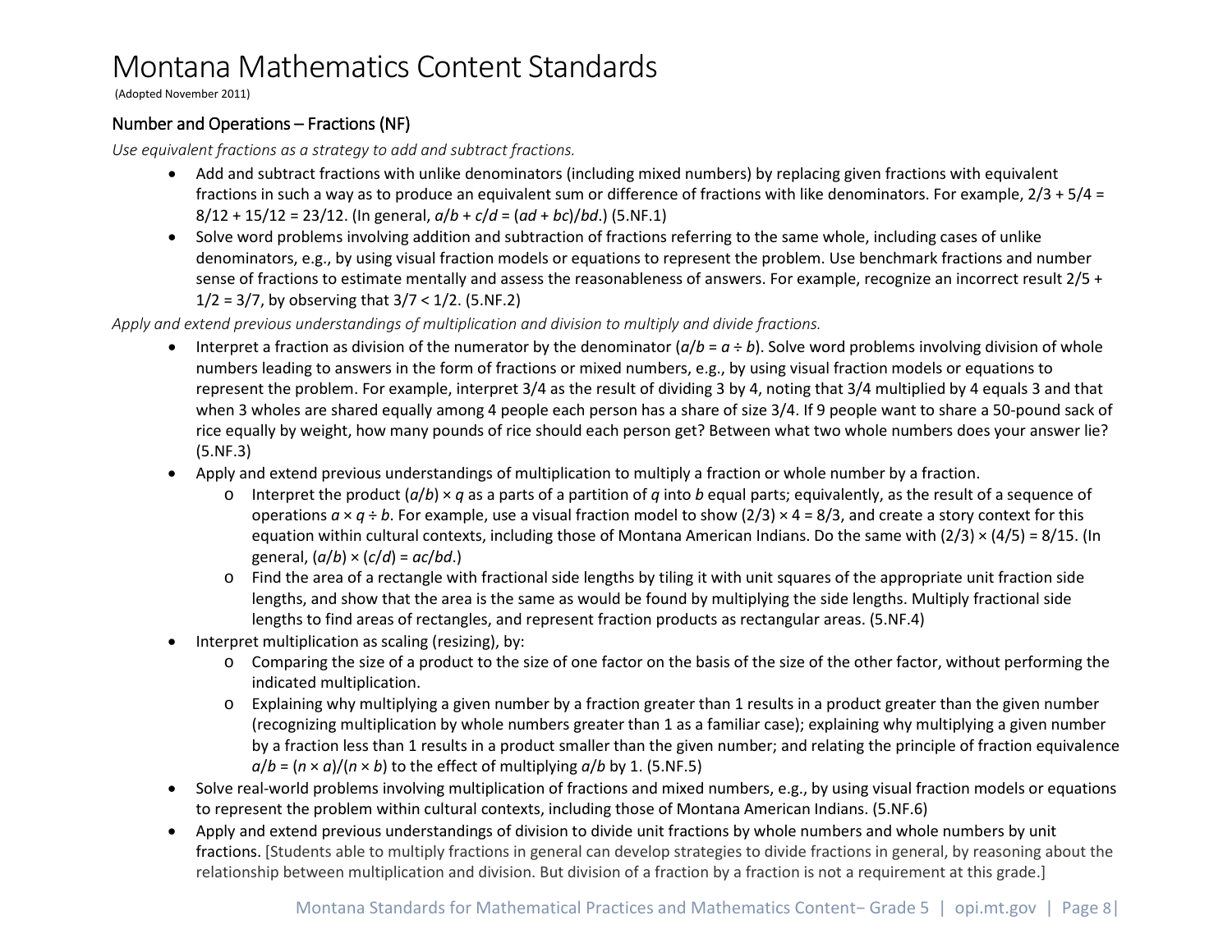# Montana Mathematics Content Standards

(Adopted November 2011)

## Number and Operations – Fractions (NF)

*Use equivalent fractions as a strategy to add and subtract fractions.*

- Add and subtract fractions with unlike denominators (including mixed numbers) by replacing given fractions with equivalent fractions in such a way as to produce an equivalent sum or difference of fractions with like denominators. For example, $2/3 + 5/4 = 8/12 + 15/12 = 23/12$. (In general, $a/b + c/d = (ad + bc)/bd$.) (5.NF.1)
- Solve word problems involving addition and subtraction of fractions referring to the same whole, including cases of unlike denominators, e.g., by using visual fraction models or equations to represent the problem. Use benchmark fractions and number sense of fractions to estimate mentally and assess the reasonableness of answers. For example, recognize an incorrect result $2/5 + 1/2 = 3/7$, by observing that $3/7 < 1/2$. (5.NF.2)

*Apply and extend previous understandings of multiplication and division to multiply and divide fractions.*

- Interpret a fraction as division of the numerator by the denominator ($a/b = a \div b$). Solve word problems involving division of whole numbers leading to answers in the form of fractions or mixed numbers, e.g., by using visual fraction models or equations to represent the problem. For example, interpret 3/4 as the result of dividing 3 by 4, noting that 3/4 multiplied by 4 equals 3 and that when 3 wholes are shared equally among 4 people each person has a share of size 3/4. If 9 people want to share a 50-pound sack of rice equally by weight, how many pounds of rice should each person get? Between what two whole numbers does your answer lie? (5.NF.3)
- Apply and extend previous understandings of multiplication to multiply a fraction or whole number by a fraction.
  - Interpret the product $(a/b) \times q$ as a parts of a partition of $q$ into $b$ equal parts; equivalently, as the result of a sequence of operations $a \times q \div b$. For example, use a visual fraction model to show $(2/3) \times 4 = 8/3$, and create a story context for this equation within cultural contexts, including those of Montana American Indians. Do the same with $(2/3) \times (4/5) = 8/15$. (In general, $(a/b) \times (c/d) = ac/bd$.)
  - Find the area of a rectangle with fractional side lengths by tiling it with unit squares of the appropriate unit fraction side lengths, and show that the area is the same as would be found by multiplying the side lengths. Multiply fractional side lengths to find areas of rectangles, and represent fraction products as rectangular areas. (5.NF.4)
- Interpret multiplication as scaling (resizing), by:
  - Comparing the size of a product to the size of one factor on the basis of the size of the other factor, without performing the indicated multiplication.
  - Explaining why multiplying a given number by a fraction greater than 1 results in a product greater than the given number (recognizing multiplication by whole numbers greater than 1 as a familiar case); explaining why multiplying a given number by a fraction less than 1 results in a product smaller than the given number; and relating the principle of fraction equivalence $a/b = (n \times a)/(n \times b)$ to the effect of multiplying $a/b$ by 1. (5.NF.5)
- Solve real-world problems involving multiplication of fractions and mixed numbers, e.g., by using visual fraction models or equations to represent the problem within cultural contexts, including those of Montana American Indians. (5.NF.6)
- Apply and extend previous understandings of division to divide unit fractions by whole numbers and whole numbers by unit fractions. [Students able to multiply fractions in general can develop strategies to divide fractions in general, by reasoning about the relationship between multiplication and division. But division of a fraction by a fraction is not a requirement at this grade.]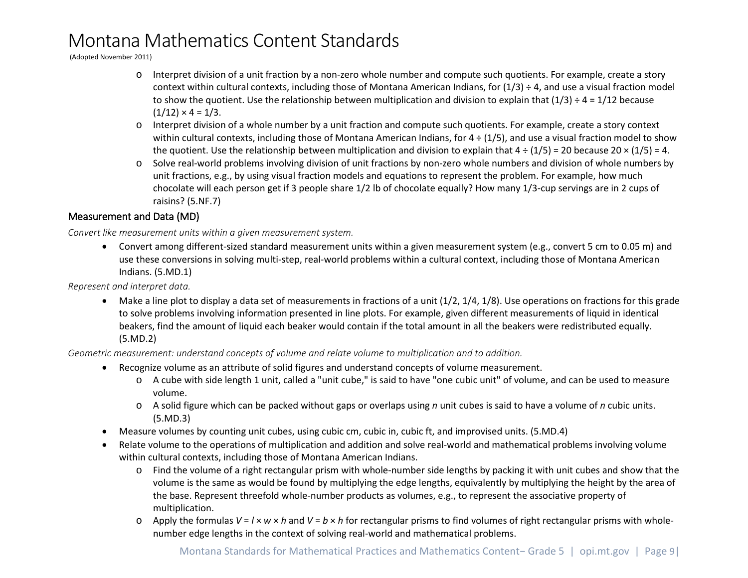- Interpret division of a unit fraction by a non-zero whole number and compute such quotients. For example, create a story context within cultural contexts, including those of Montana American Indians, for $(1/3) \div 4$, and use a visual fraction model to show the quotient. Use the relationship between multiplication and division to explain that $(1/3) \div 4 = 1/12$ because $(1/12) \times 4 = 1/3$.
- Interpret division of a whole number by a unit fraction and compute such quotients. For example, create a story context within cultural contexts, including those of Montana American Indians, for $4 \div (1/5)$, and use a visual fraction model to show the quotient. Use the relationship between multiplication and division to explain that $4 \div (1/5) = 20$ because $20 \times (1/5) = 4$.
- Solve real-world problems involving division of unit fractions by non-zero whole numbers and division of whole numbers by unit fractions, e.g., by using visual fraction models and equations to represent the problem. For example, how much chocolate will each person get if 3 people share 1/2 lb of chocolate equally? How many 1/3-cup servings are in 2 cups of raisins? (5.NF.7)

## Measurement and Data (MD)

*Convert like measurement units within a given measurement system.*

- Convert among different-sized standard measurement units within a given measurement system (e.g., convert 5 cm to 0.05 m) and use these conversions in solving multi-step, real-world problems within a cultural context, including those of Montana American Indians. (5.MD.1)

*Represent and interpret data.*

- Make a line plot to display a data set of measurements in fractions of a unit (1/2, 1/4, 1/8). Use operations on fractions for this grade to solve problems involving information presented in line plots. For example, given different measurements of liquid in identical beakers, find the amount of liquid each beaker would contain if the total amount in all the beakers were redistributed equally. (5.MD.2)

*Geometric measurement: understand concepts of volume and relate volume to multiplication and to addition.*

- Recognize volume as an attribute of solid figures and understand concepts of volume measurement.
  - A cube with side length 1 unit, called a "unit cube," is said to have "one cubic unit" of volume, and can be used to measure volume.
  - A solid figure which can be packed without gaps or overlaps using $n$ unit cubes is said to have a volume of $n$ cubic units. (5.MD.3)
- Measure volumes by counting unit cubes, using cubic cm, cubic in, cubic ft, and improvised units. (5.MD.4)
- Relate volume to the operations of multiplication and addition and solve real-world and mathematical problems involving volume within cultural contexts, including those of Montana American Indians.
  - Find the volume of a right rectangular prism with whole-number side lengths by packing it with unit cubes and show that the volume is the same as would be found by multiplying the edge lengths, equivalently by multiplying the height by the area of the base. Represent threefold whole-number products as volumes, e.g., to represent the associative property of multiplication.
  - Apply the formulas $V = l \times w \times h$ and $V = b \times h$ for rectangular prisms to find volumes of right rectangular prisms with whole-number edge lengths in the context of solving real-world and mathematical problems.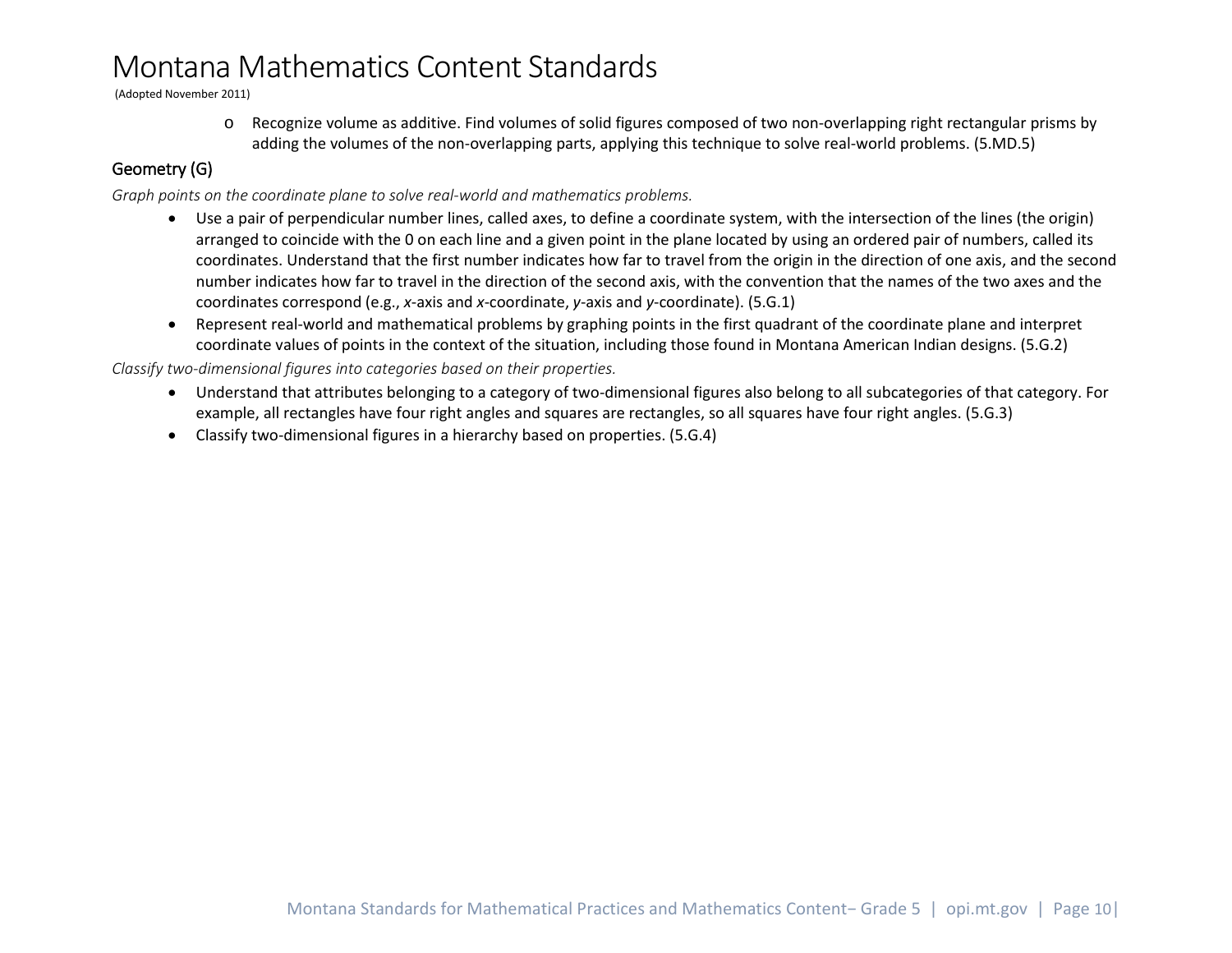- Recognize volume as additive. Find volumes of solid figures composed of two non-overlapping right rectangular prisms by adding the volumes of the non-overlapping parts, applying this technique to solve real-world problems. (5.MD.5)

## Geometry (G)

*Graph points on the coordinate plane to solve real-world and mathematics problems.*

- Use a pair of perpendicular number lines, called axes, to define a coordinate system, with the intersection of the lines (the origin) arranged to coincide with the 0 on each line and a given point in the plane located by using an ordered pair of numbers, called its coordinates. Understand that the first number indicates how far to travel from the origin in the direction of one axis, and the second number indicates how far to travel in the direction of the second axis, with the convention that the names of the two axes and the coordinates correspond (e.g., *x*-axis and *x*-coordinate, *y*-axis and *y*-coordinate). (5.G.1)
- Represent real-world and mathematical problems by graphing points in the first quadrant of the coordinate plane and interpret coordinate values of points in the context of the situation, including those found in Montana American Indian designs. (5.G.2)

*Classify two-dimensional figures into categories based on their properties.*

- Understand that attributes belonging to a category of two-dimensional figures also belong to all subcategories of that category. For example, all rectangles have four right angles and squares are rectangles, so all squares have four right angles. (5.G.3)
- Classify two-dimensional figures in a hierarchy based on properties. (5.G.4)